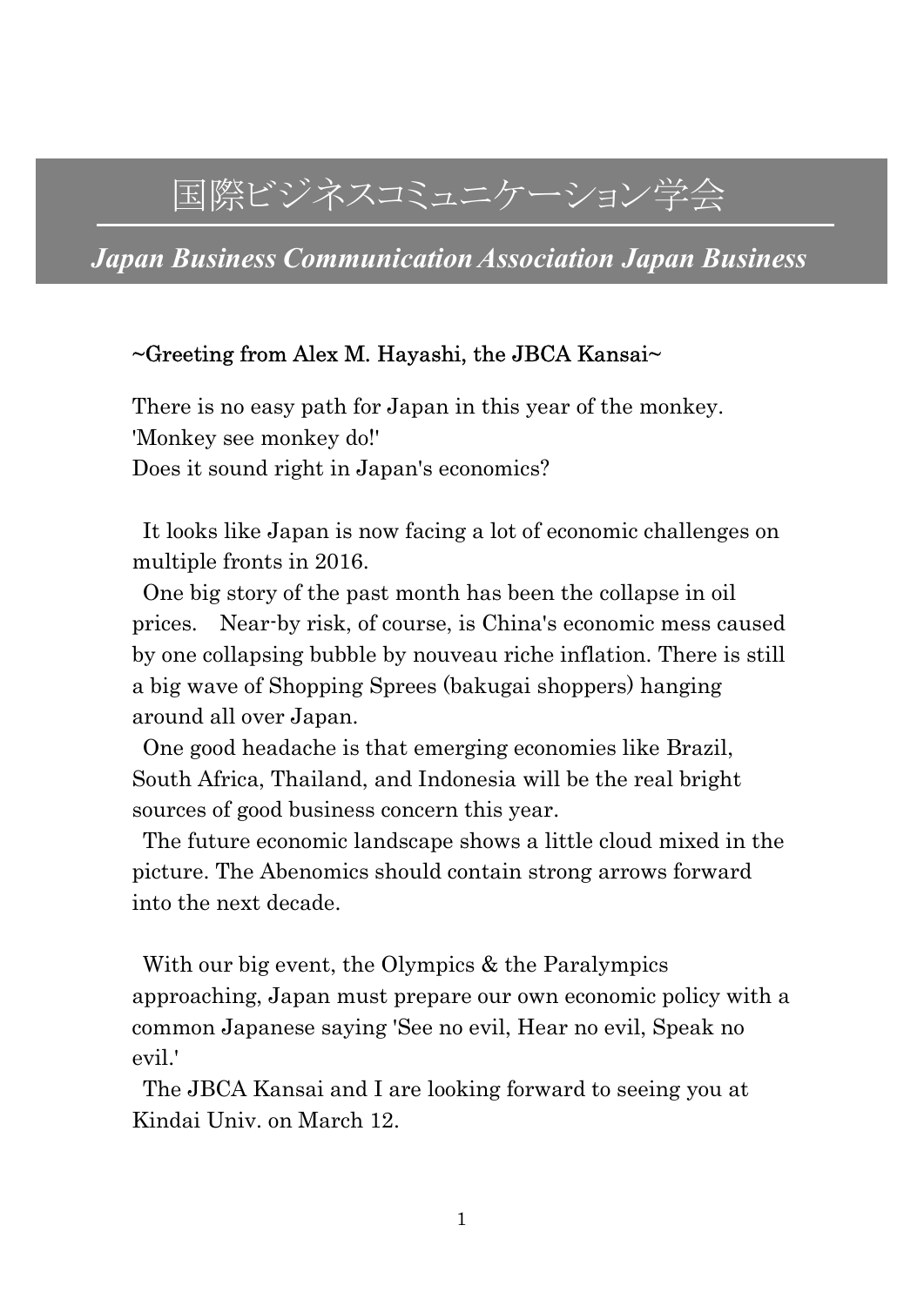# 国際ビジネスコミュニケーション学会

***Japan Business Communication Association Japan Business***

~Greeting from Alex M. Hayashi, the JBCA Kansai~

There is no easy path for Japan in this year of the monkey.
'Monkey see monkey do!'
Does it sound right in Japan's economics?

It looks like Japan is now facing a lot of economic challenges on multiple fronts in 2016.

One big story of the past month has been the collapse in oil prices. Near-by risk, of course, is China's economic mess caused by one collapsing bubble by nouveau riche inflation. There is still a big wave of Shopping Sprees (bakugai shoppers) hanging around all over Japan.

One good headache is that emerging economies like Brazil, South Africa, Thailand, and Indonesia will be the real bright sources of good business concern this year.

The future economic landscape shows a little cloud mixed in the picture. The Abenomics should contain strong arrows forward into the next decade.

With our big event, the Olympics & the Paralympics approaching, Japan must prepare our own economic policy with a common Japanese saying 'See no evil, Hear no evil, Speak no evil.'

The JBCA Kansai and I are looking forward to seeing you at Kindai Univ. on March 12.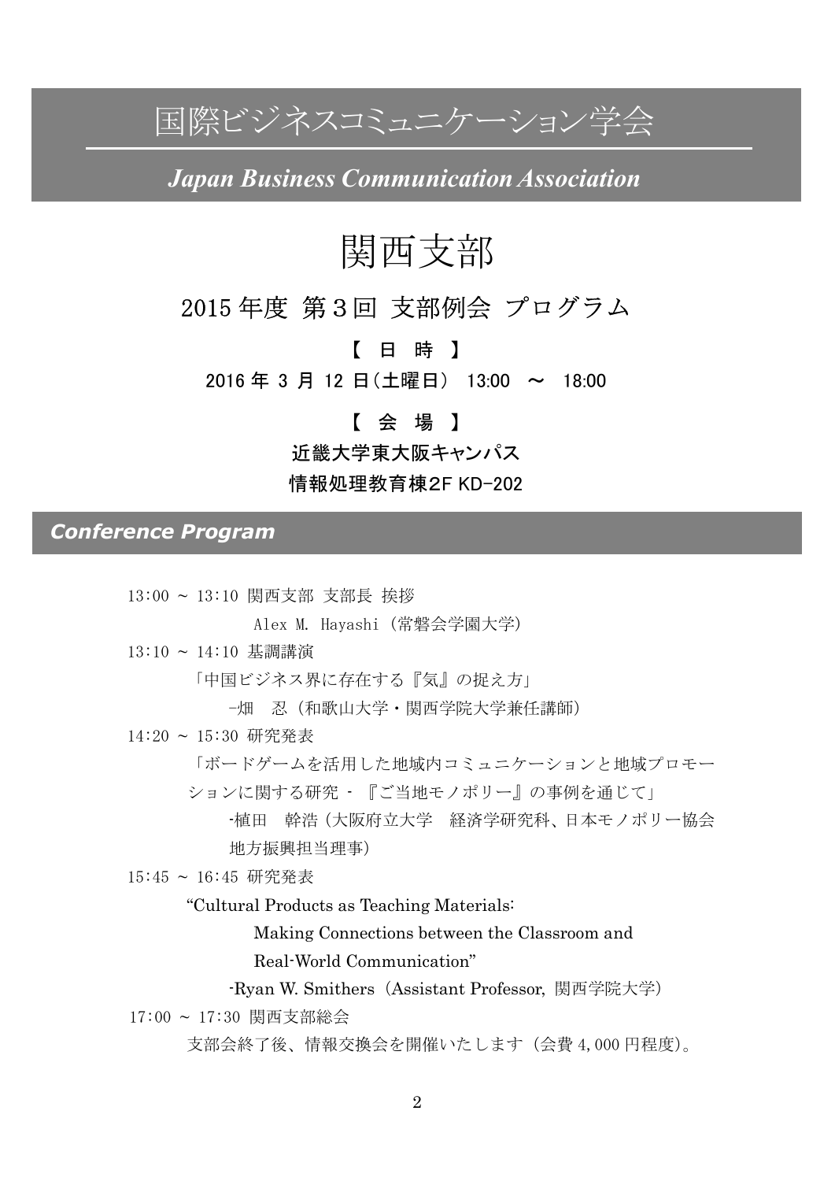# 国際ビジネスコミュニケーション学会

***Japan Business Communication Association***

# 関西支部

## 2015 年度 第 3 回 支部例会 プログラム

【 日 時 】

2016 年 3 月 12 日(土曜日) 13:00 〜 18:00

【 会 場 】

近畿大学東大阪キャンパス

情報処理教育棟2F KD-202

## *Conference Program*

13:00 ~ 13:10 関西支部 支部長 挨拶

Alex M. Hayashi (常磐会学園大学)

13:10 ~ 14:10 基調講演

「中国ビジネス界に存在する『気』の捉え方」

-畑　忍 (和歌山大学・関西学院大学兼任講師)

14:20 ~ 15:30 研究発表

「ボードゲームを活用した地域内コミュニケーションと地域プロモーションに関する研究 - 『ご当地モノポリー』の事例を通じて」

-植田　幹浩 (大阪府立大学　経済学研究科、日本モノポリー協会 地方振興担当理事)

15:45 ~ 16:45 研究発表

"Cultural Products as Teaching Materials: Making Connections between the Classroom and Real-World Communication"

-Ryan W. Smithers (Assistant Professor, 関西学院大学)

17:00 ~ 17:30 関西支部総会

支部会終了後、情報交換会を開催いたします (会費 4,000 円程度)。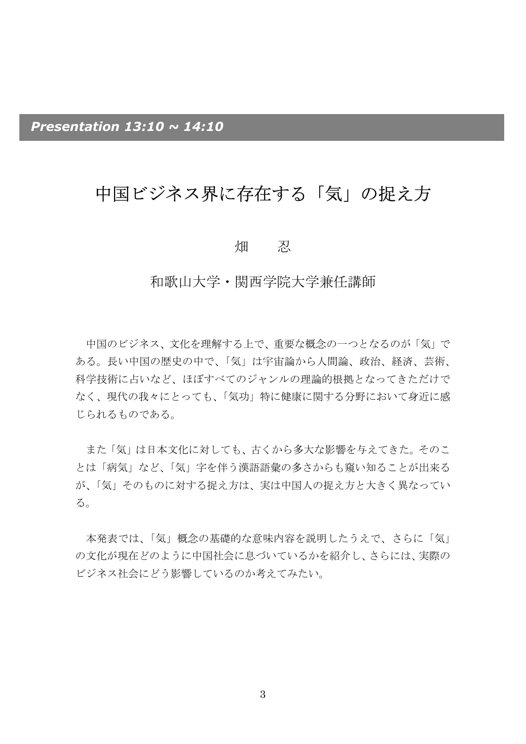***Presentation 13:10 ~ 14:10***

# 中国ビジネス界に存在する「気」の捉え方

畑　　忍

和歌山大学・関西学院大学兼任講師

中国のビジネス、文化を理解する上で、重要な概念の一つとなるのが「気」である。長い中国の歴史の中で、「気」は宇宙論から人間論、政治、経済、芸術、科学技術に占いなど、ほぼすべてのジャンルの理論的根拠となってきただけでなく、現代の我々にとっても、「気功」特に健康に関する分野において身近に感じられるものである。

また「気」は日本文化に対しても、古くから多大な影響を与えてきた。そのことは「病気」など、「気」字を伴う漢語語彙の多さからも窺い知ることが出来るが、「気」そのものに対する捉え方は、実は中国人の捉え方と大きく異なっている。

本発表では、「気」概念の基礎的な意味内容を説明したうえで、さらに「気」の文化が現在どのように中国社会に息づいているかを紹介し、さらには、実際のビジネス社会にどう影響しているのか考えてみたい。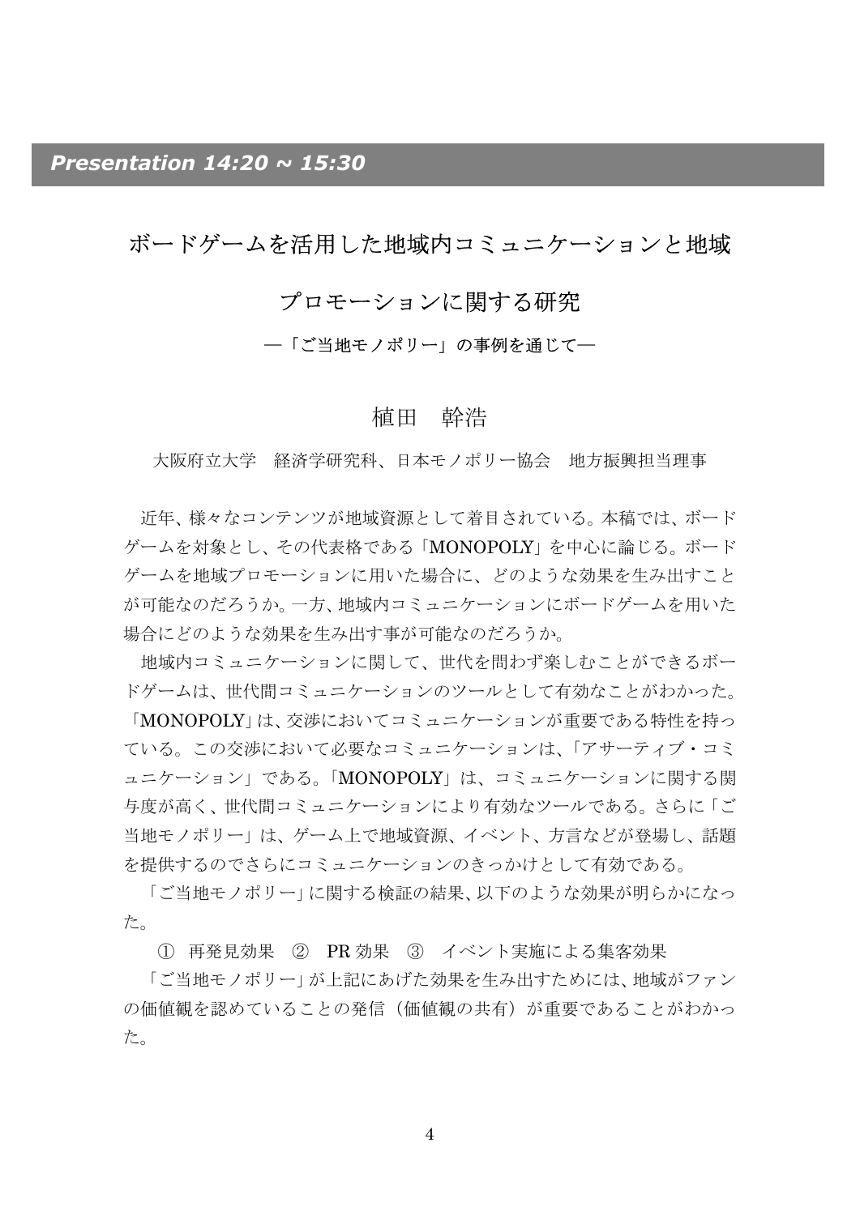***Presentation 14:20 ~ 15:30***

# ボードゲームを活用した地域内コミュニケーションと地域プロモーションに関する研究

―「ご当地モノポリー」の事例を通じて―

植田　幹浩

大阪府立大学　経済学研究科、日本モノポリー協会　地方振興担当理事

近年、様々なコンテンツが地域資源として着目されている。本稿では、ボードゲームを対象とし、その代表格である「MONOPOLY」を中心に論じる。ボードゲームを地域プロモーションに用いた場合に、どのような効果を生み出すことが可能なのだろうか。一方、地域内コミュニケーションにボードゲームを用いた場合にどのような効果を生み出す事が可能なのだろうか。

地域内コミュニケーションに関して、世代を問わず楽しむことができるボードゲームは、世代間コミュニケーションのツールとして有効なことがわかった。「MONOPOLY」は、交渉においてコミュニケーションが重要である特性を持っている。この交渉において必要なコミュニケーションは、「アサーティブ・コミュニケーション」である。「MONOPOLY」は、コミュニケーションに関する関与度が高く、世代間コミュニケーションにより有効なツールである。さらに「ご当地モノポリー」は、ゲーム上で地域資源、イベント、方言などが登場し、話題を提供するのでさらにコミュニケーションのきっかけとして有効である。

「ご当地モノポリー」に関する検証の結果、以下のような効果が明らかになった。

① 再発見効果　② PR 効果　③ イベント実施による集客効果

「ご当地モノポリー」が上記にあげた効果を生み出すためには、地域がファンの価値観を認めていることの発信（価値観の共有）が重要であることがわかった。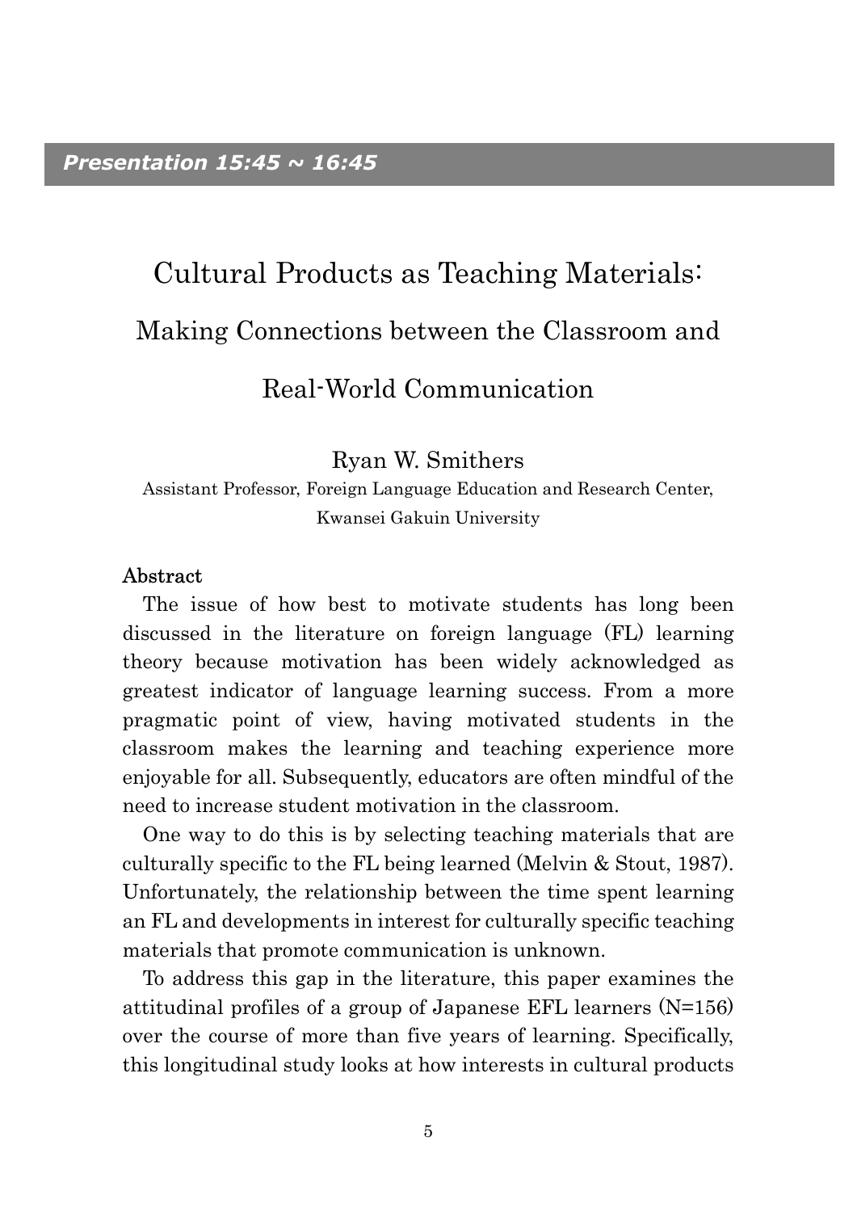*Presentation 15:45 ~ 16:45*

# Cultural Products as Teaching Materials: Making Connections between the Classroom and Real-World Communication

Ryan W. Smithers

Assistant Professor, Foreign Language Education and Research Center, Kwansei Gakuin University

## Abstract

The issue of how best to motivate students has long been discussed in the literature on foreign language (FL) learning theory because motivation has been widely acknowledged as greatest indicator of language learning success. From a more pragmatic point of view, having motivated students in the classroom makes the learning and teaching experience more enjoyable for all. Subsequently, educators are often mindful of the need to increase student motivation in the classroom.

One way to do this is by selecting teaching materials that are culturally specific to the FL being learned (Melvin & Stout, 1987). Unfortunately, the relationship between the time spent learning an FL and developments in interest for culturally specific teaching materials that promote communication is unknown.

To address this gap in the literature, this paper examines the attitudinal profiles of a group of Japanese EFL learners (N=156) over the course of more than five years of learning. Specifically, this longitudinal study looks at how interests in cultural products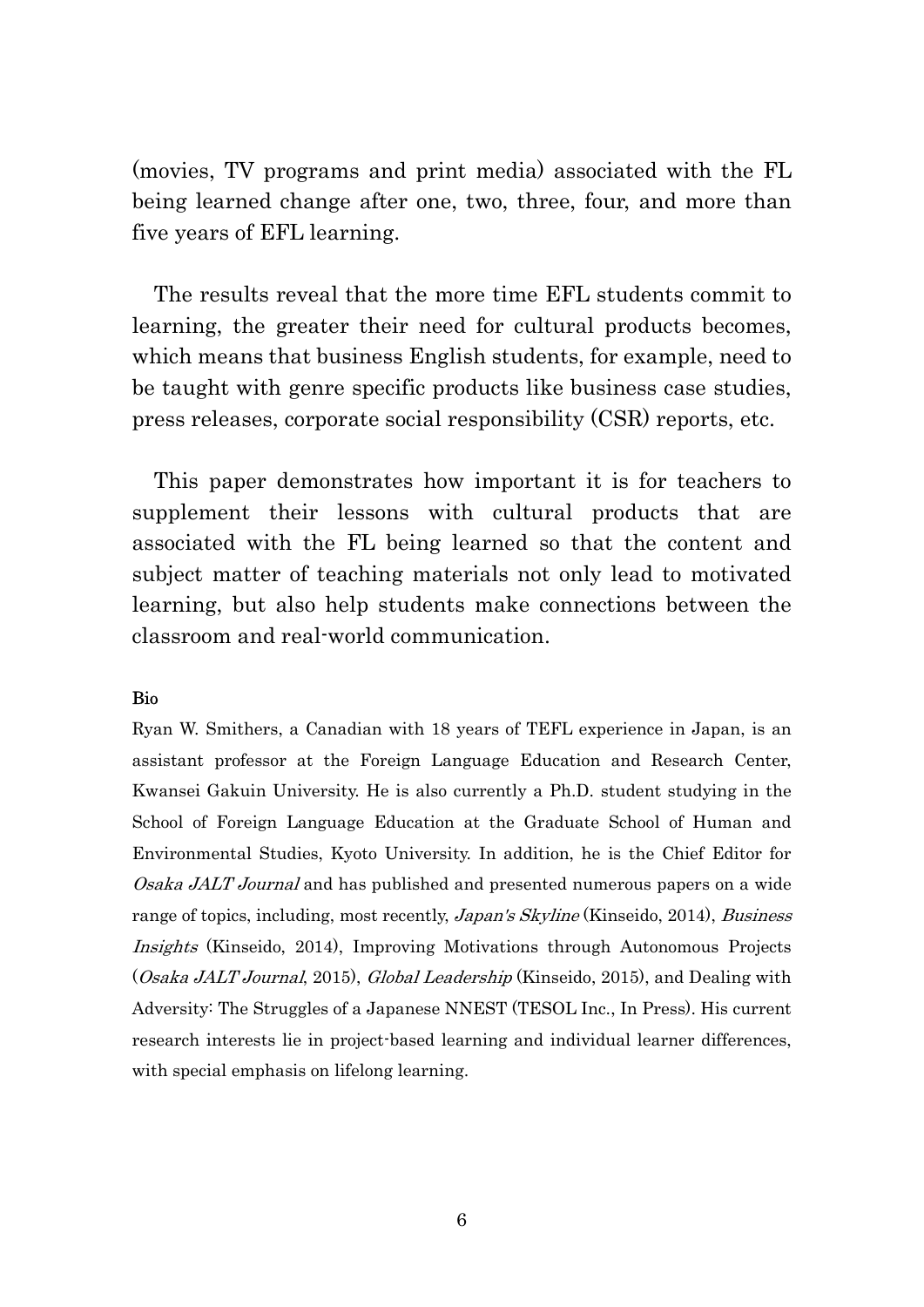(movies, TV programs and print media) associated with the FL being learned change after one, two, three, four, and more than five years of EFL learning.

The results reveal that the more time EFL students commit to learning, the greater their need for cultural products becomes, which means that business English students, for example, need to be taught with genre specific products like business case studies, press releases, corporate social responsibility (CSR) reports, etc.

This paper demonstrates how important it is for teachers to supplement their lessons with cultural products that are associated with the FL being learned so that the content and subject matter of teaching materials not only lead to motivated learning, but also help students make connections between the classroom and real-world communication.

**Bio**

Ryan W. Smithers, a Canadian with 18 years of TEFL experience in Japan, is an assistant professor at the Foreign Language Education and Research Center, Kwansei Gakuin University. He is also currently a Ph.D. student studying in the School of Foreign Language Education at the Graduate School of Human and Environmental Studies, Kyoto University. In addition, he is the Chief Editor for *Osaka JALT Journal* and has published and presented numerous papers on a wide range of topics, including, most recently, *Japan's Skyline* (Kinseido, 2014), *Business Insights* (Kinseido, 2014), Improving Motivations through Autonomous Projects (*Osaka JALT Journal*, 2015), *Global Leadership* (Kinseido, 2015), and Dealing with Adversity: The Struggles of a Japanese NNEST (TESOL Inc., In Press). His current research interests lie in project-based learning and individual learner differences, with special emphasis on lifelong learning.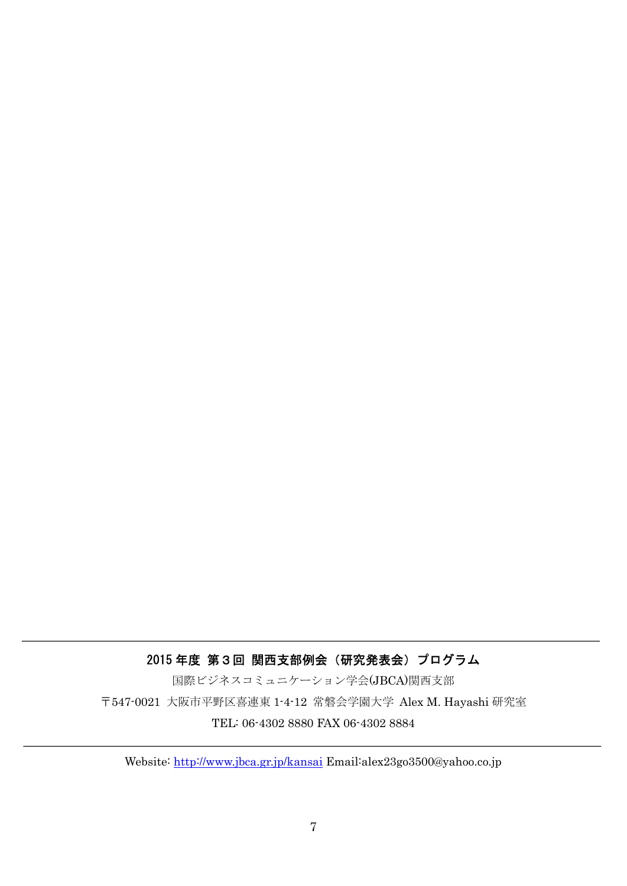---

**2015 年度 第３回 関西支部例会（研究発表会）プログラム**

国際ビジネスコミュニケーション学会(JBCA)関西支部

〒547-0021 大阪市平野区喜連東 1-4-12 常磐会学園大学 Alex M. Hayashi 研究室

TEL: 06-4302 8880 FAX 06-4302 8884

---

Website: http://www.jbca.gr.jp/kansai Email:alex23go3500@yahoo.co.jp